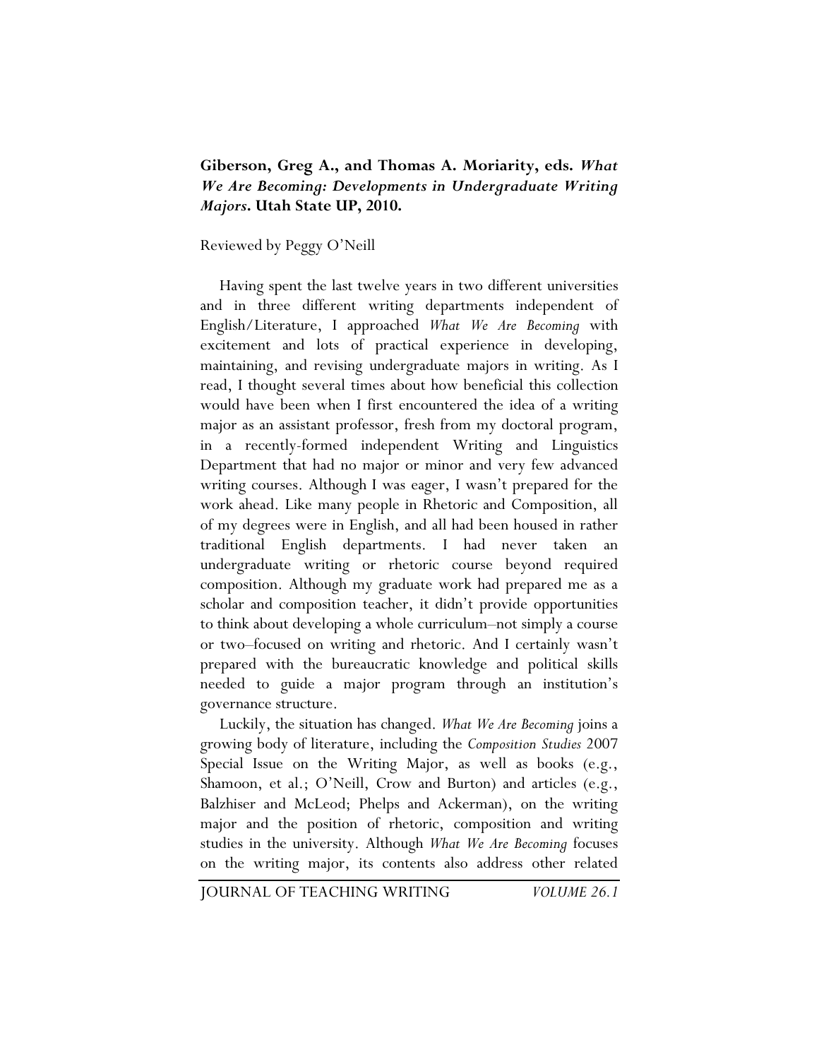**Giberson, Greg A., and Thomas A. Moriarity, eds. *What We Are Becoming: Developments in Undergraduate Writing Majors*. Utah State UP, 2010.**

Reviewed by Peggy O'Neill

Having spent the last twelve years in two different universities and in three different writing departments independent of English/Literature, I approached *What We Are Becoming* with excitement and lots of practical experience in developing, maintaining, and revising undergraduate majors in writing. As I read, I thought several times about how beneficial this collection would have been when I first encountered the idea of a writing major as an assistant professor, fresh from my doctoral program, in a recently-formed independent Writing and Linguistics Department that had no major or minor and very few advanced writing courses. Although I was eager, I wasn't prepared for the work ahead. Like many people in Rhetoric and Composition, all of my degrees were in English, and all had been housed in rather traditional English departments. I had never taken an undergraduate writing or rhetoric course beyond required composition. Although my graduate work had prepared me as a scholar and composition teacher, it didn't provide opportunities to think about developing a whole curriculum–not simply a course or two–focused on writing and rhetoric. And I certainly wasn't prepared with the bureaucratic knowledge and political skills needed to guide a major program through an institution's governance structure.

Luckily, the situation has changed. *What We Are Becoming* joins a growing body of literature, including the *Composition Studies* 2007 Special Issue on the Writing Major, as well as books (e.g., Shamoon, et al.; O'Neill, Crow and Burton) and articles (e.g., Balzhiser and McLeod; Phelps and Ackerman), on the writing major and the position of rhetoric, composition and writing studies in the university. Although *What We Are Becoming* focuses on the writing major, its contents also address other related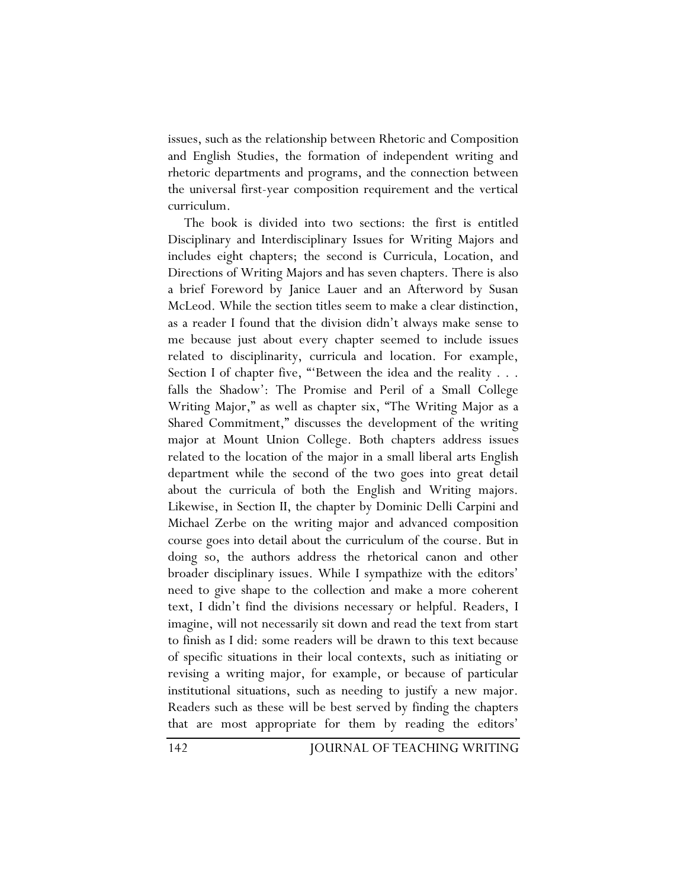issues, such as the relationship between Rhetoric and Composition and English Studies, the formation of independent writing and rhetoric departments and programs, and the connection between the universal first-year composition requirement and the vertical curriculum.

The book is divided into two sections: the first is entitled Disciplinary and Interdisciplinary Issues for Writing Majors and includes eight chapters; the second is Curricula, Location, and Directions of Writing Majors and has seven chapters. There is also a brief Foreword by Janice Lauer and an Afterword by Susan McLeod. While the section titles seem to make a clear distinction, as a reader I found that the division didn't always make sense to me because just about every chapter seemed to include issues related to disciplinarity, curricula and location. For example, Section I of chapter five, "'Between the idea and the reality . . . falls the Shadow': The Promise and Peril of a Small College Writing Major," as well as chapter six, "The Writing Major as a Shared Commitment," discusses the development of the writing major at Mount Union College. Both chapters address issues related to the location of the major in a small liberal arts English department while the second of the two goes into great detail about the curricula of both the English and Writing majors. Likewise, in Section II, the chapter by Dominic Delli Carpini and Michael Zerbe on the writing major and advanced composition course goes into detail about the curriculum of the course. But in doing so, the authors address the rhetorical canon and other broader disciplinary issues. While I sympathize with the editors' need to give shape to the collection and make a more coherent text, I didn't find the divisions necessary or helpful. Readers, I imagine, will not necessarily sit down and read the text from start to finish as I did: some readers will be drawn to this text because of specific situations in their local contexts, such as initiating or revising a writing major, for example, or because of particular institutional situations, such as needing to justify a new major. Readers such as these will be best served by finding the chapters that are most appropriate for them by reading the editors'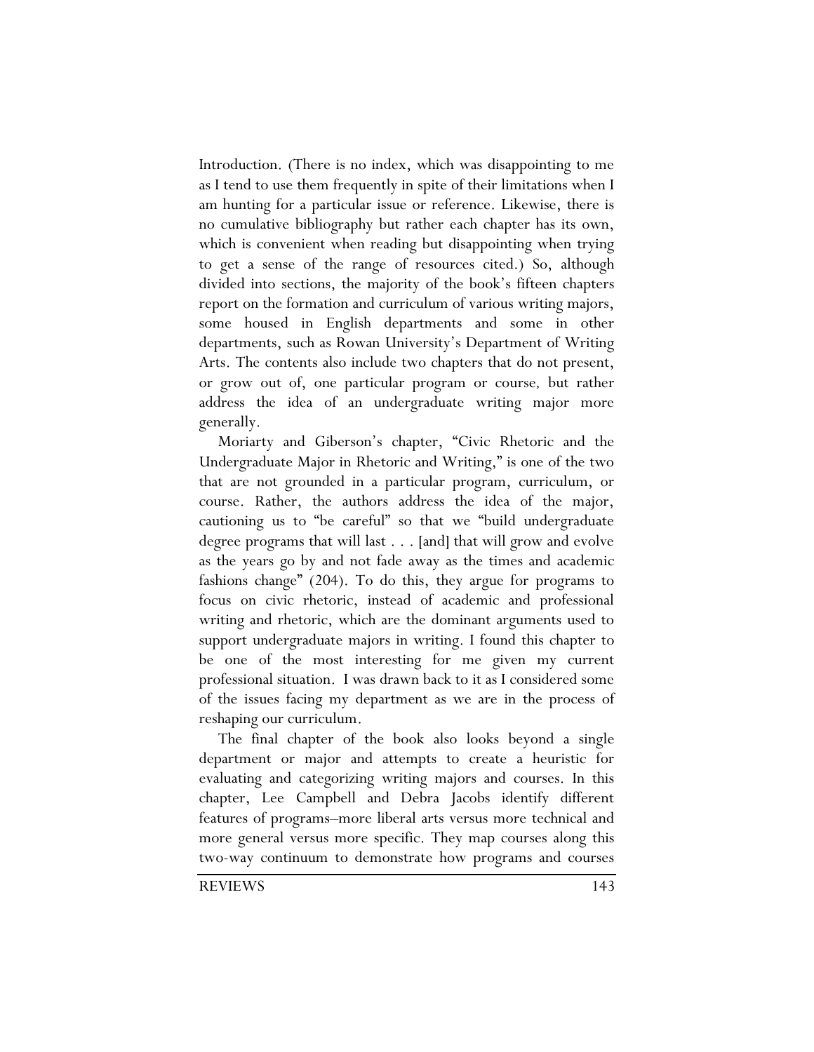Introduction. (There is no index, which was disappointing to me as I tend to use them frequently in spite of their limitations when I am hunting for a particular issue or reference. Likewise, there is no cumulative bibliography but rather each chapter has its own, which is convenient when reading but disappointing when trying to get a sense of the range of resources cited.) So, although divided into sections, the majority of the book's fifteen chapters report on the formation and curriculum of various writing majors, some housed in English departments and some in other departments, such as Rowan University's Department of Writing Arts. The contents also include two chapters that do not present, or grow out of, one particular program or course*,* but rather address the idea of an undergraduate writing major more generally.

Moriarty and Giberson's chapter, "Civic Rhetoric and the Undergraduate Major in Rhetoric and Writing," is one of the two that are not grounded in a particular program, curriculum, or course. Rather, the authors address the idea of the major, cautioning us to "be careful" so that we "build undergraduate degree programs that will last . . . [and] that will grow and evolve as the years go by and not fade away as the times and academic fashions change" (204). To do this, they argue for programs to focus on civic rhetoric, instead of academic and professional writing and rhetoric, which are the dominant arguments used to support undergraduate majors in writing. I found this chapter to be one of the most interesting for me given my current professional situation. I was drawn back to it as I considered some of the issues facing my department as we are in the process of reshaping our curriculum.

The final chapter of the book also looks beyond a single department or major and attempts to create a heuristic for evaluating and categorizing writing majors and courses. In this chapter, Lee Campbell and Debra Jacobs identify different features of programs–more liberal arts versus more technical and more general versus more specific. They map courses along this two-way continuum to demonstrate how programs and courses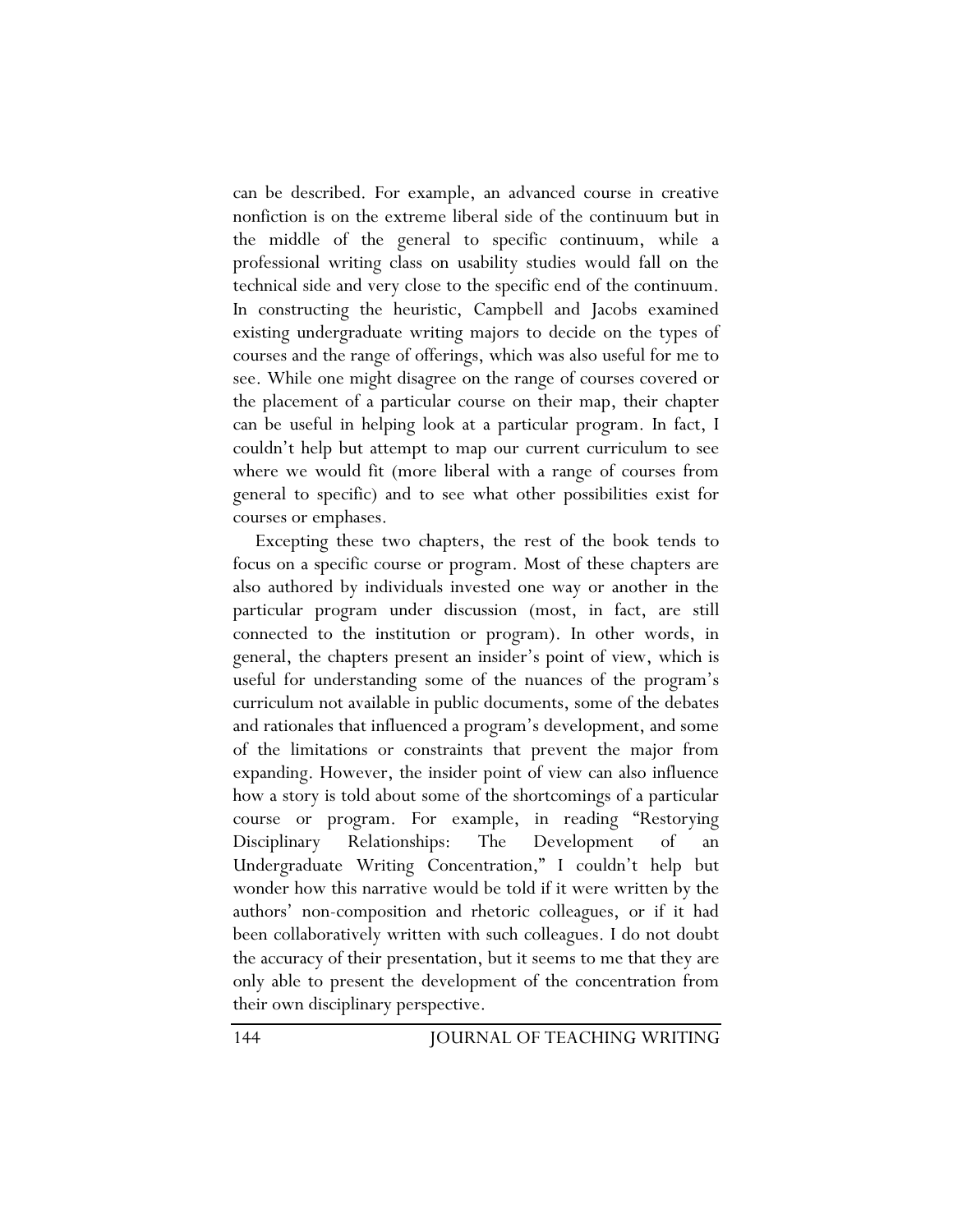can be described. For example, an advanced course in creative nonfiction is on the extreme liberal side of the continuum but in the middle of the general to specific continuum, while a professional writing class on usability studies would fall on the technical side and very close to the specific end of the continuum. In constructing the heuristic, Campbell and Jacobs examined existing undergraduate writing majors to decide on the types of courses and the range of offerings, which was also useful for me to see. While one might disagree on the range of courses covered or the placement of a particular course on their map, their chapter can be useful in helping look at a particular program. In fact, I couldn't help but attempt to map our current curriculum to see where we would fit (more liberal with a range of courses from general to specific) and to see what other possibilities exist for courses or emphases.

Excepting these two chapters, the rest of the book tends to focus on a specific course or program. Most of these chapters are also authored by individuals invested one way or another in the particular program under discussion (most, in fact, are still connected to the institution or program). In other words, in general, the chapters present an insider's point of view, which is useful for understanding some of the nuances of the program's curriculum not available in public documents, some of the debates and rationales that influenced a program's development, and some of the limitations or constraints that prevent the major from expanding. However, the insider point of view can also influence how a story is told about some of the shortcomings of a particular course or program. For example, in reading "Restorying Disciplinary Relationships: The Development of an Undergraduate Writing Concentration," I couldn't help but wonder how this narrative would be told if it were written by the authors' non-composition and rhetoric colleagues, or if it had been collaboratively written with such colleagues. I do not doubt the accuracy of their presentation, but it seems to me that they are only able to present the development of the concentration from their own disciplinary perspective.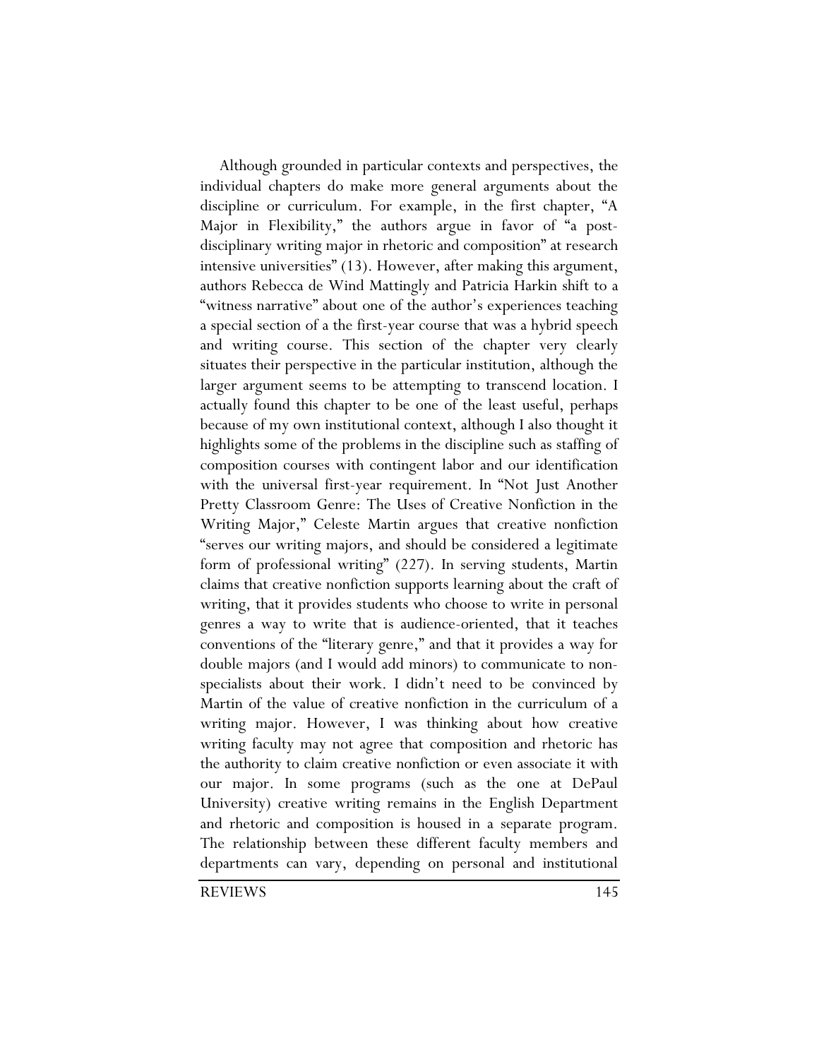Although grounded in particular contexts and perspectives, the individual chapters do make more general arguments about the discipline or curriculum. For example, in the first chapter, "A Major in Flexibility," the authors argue in favor of "a post-disciplinary writing major in rhetoric and composition" at research intensive universities" (13). However, after making this argument, authors Rebecca de Wind Mattingly and Patricia Harkin shift to a "witness narrative" about one of the author's experiences teaching a special section of a the first-year course that was a hybrid speech and writing course. This section of the chapter very clearly situates their perspective in the particular institution, although the larger argument seems to be attempting to transcend location. I actually found this chapter to be one of the least useful, perhaps because of my own institutional context, although I also thought it highlights some of the problems in the discipline such as staffing of composition courses with contingent labor and our identification with the universal first-year requirement. In "Not Just Another Pretty Classroom Genre: The Uses of Creative Nonfiction in the Writing Major," Celeste Martin argues that creative nonfiction "serves our writing majors, and should be considered a legitimate form of professional writing" (227). In serving students, Martin claims that creative nonfiction supports learning about the craft of writing, that it provides students who choose to write in personal genres a way to write that is audience-oriented, that it teaches conventions of the "literary genre," and that it provides a way for double majors (and I would add minors) to communicate to non-specialists about their work. I didn't need to be convinced by Martin of the value of creative nonfiction in the curriculum of a writing major. However, I was thinking about how creative writing faculty may not agree that composition and rhetoric has the authority to claim creative nonfiction or even associate it with our major. In some programs (such as the one at DePaul University) creative writing remains in the English Department and rhetoric and composition is housed in a separate program. The relationship between these different faculty members and departments can vary, depending on personal and institutional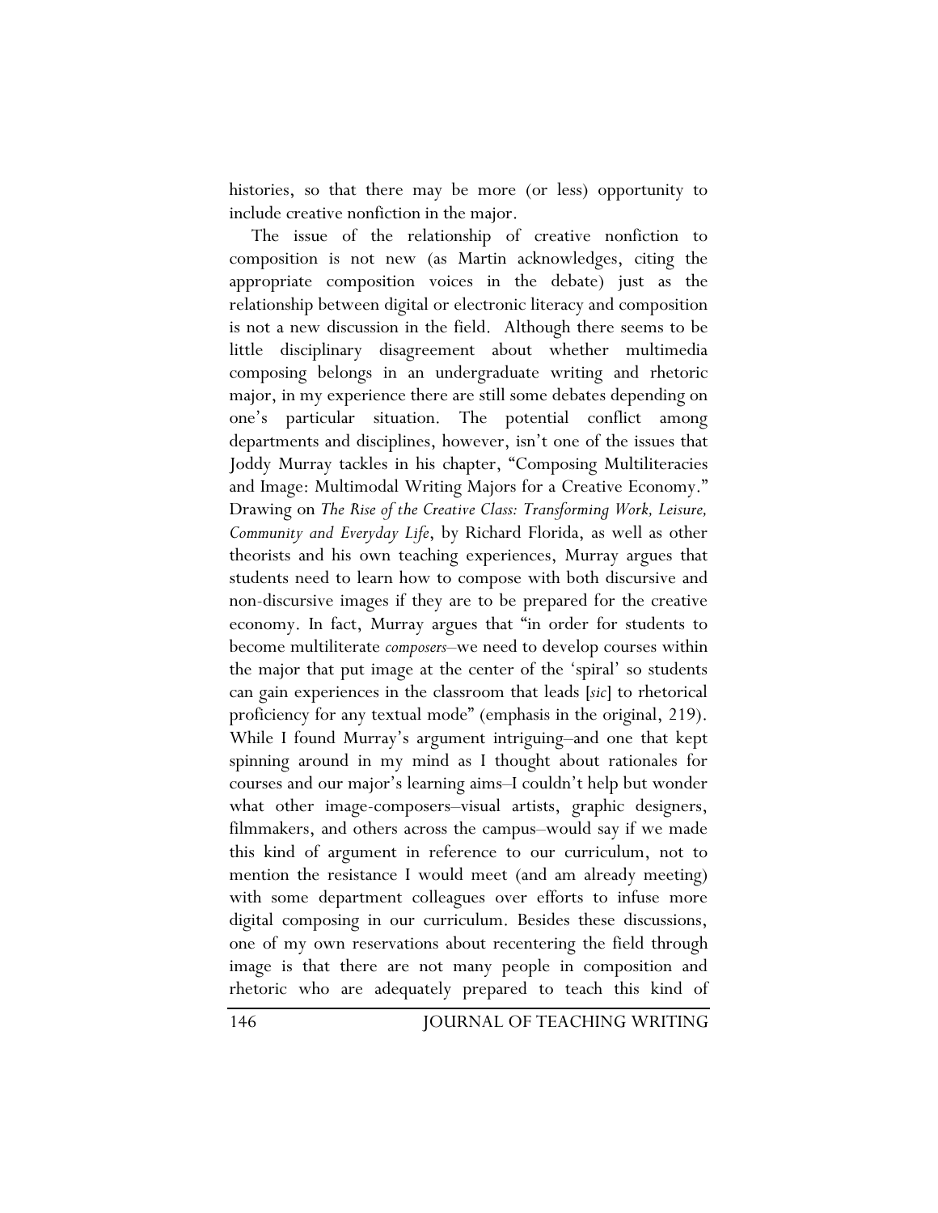histories, so that there may be more (or less) opportunity to include creative nonfiction in the major.

The issue of the relationship of creative nonfiction to composition is not new (as Martin acknowledges, citing the appropriate composition voices in the debate) just as the relationship between digital or electronic literacy and composition is not a new discussion in the field. Although there seems to be little disciplinary disagreement about whether multimedia composing belongs in an undergraduate writing and rhetoric major, in my experience there are still some debates depending on one's particular situation. The potential conflict among departments and disciplines, however, isn't one of the issues that Joddy Murray tackles in his chapter, "Composing Multiliteracies and Image: Multimodal Writing Majors for a Creative Economy." Drawing on *The Rise of the Creative Class: Transforming Work, Leisure, Community and Everyday Life*, by Richard Florida, as well as other theorists and his own teaching experiences, Murray argues that students need to learn how to compose with both discursive and non-discursive images if they are to be prepared for the creative economy. In fact, Murray argues that "in order for students to become multiliterate *composers*–we need to develop courses within the major that put image at the center of the 'spiral' so students can gain experiences in the classroom that leads [*sic*] to rhetorical proficiency for any textual mode" (emphasis in the original, 219). While I found Murray's argument intriguing–and one that kept spinning around in my mind as I thought about rationales for courses and our major's learning aims–I couldn't help but wonder what other image-composers–visual artists, graphic designers, filmmakers, and others across the campus–would say if we made this kind of argument in reference to our curriculum, not to mention the resistance I would meet (and am already meeting) with some department colleagues over efforts to infuse more digital composing in our curriculum. Besides these discussions, one of my own reservations about recentering the field through image is that there are not many people in composition and rhetoric who are adequately prepared to teach this kind of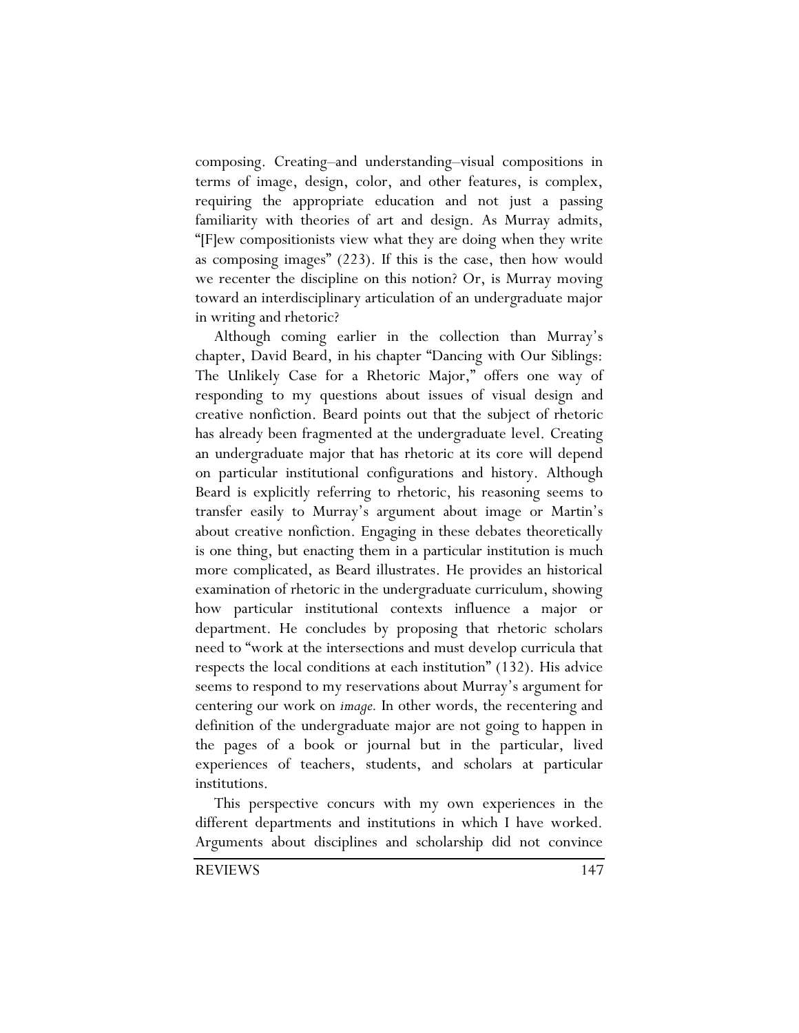composing. Creating–and understanding–visual compositions in terms of image, design, color, and other features, is complex, requiring the appropriate education and not just a passing familiarity with theories of art and design. As Murray admits, "[F]ew compositionists view what they are doing when they write as composing images" (223). If this is the case, then how would we recenter the discipline on this notion? Or, is Murray moving toward an interdisciplinary articulation of an undergraduate major in writing and rhetoric?

Although coming earlier in the collection than Murray's chapter, David Beard, in his chapter "Dancing with Our Siblings: The Unlikely Case for a Rhetoric Major," offers one way of responding to my questions about issues of visual design and creative nonfiction. Beard points out that the subject of rhetoric has already been fragmented at the undergraduate level. Creating an undergraduate major that has rhetoric at its core will depend on particular institutional configurations and history. Although Beard is explicitly referring to rhetoric, his reasoning seems to transfer easily to Murray's argument about image or Martin's about creative nonfiction. Engaging in these debates theoretically is one thing, but enacting them in a particular institution is much more complicated, as Beard illustrates. He provides an historical examination of rhetoric in the undergraduate curriculum, showing how particular institutional contexts influence a major or department. He concludes by proposing that rhetoric scholars need to "work at the intersections and must develop curricula that respects the local conditions at each institution" (132). His advice seems to respond to my reservations about Murray's argument for centering our work on *image.* In other words, the recentering and definition of the undergraduate major are not going to happen in the pages of a book or journal but in the particular, lived experiences of teachers, students, and scholars at particular institutions.

This perspective concurs with my own experiences in the different departments and institutions in which I have worked. Arguments about disciplines and scholarship did not convince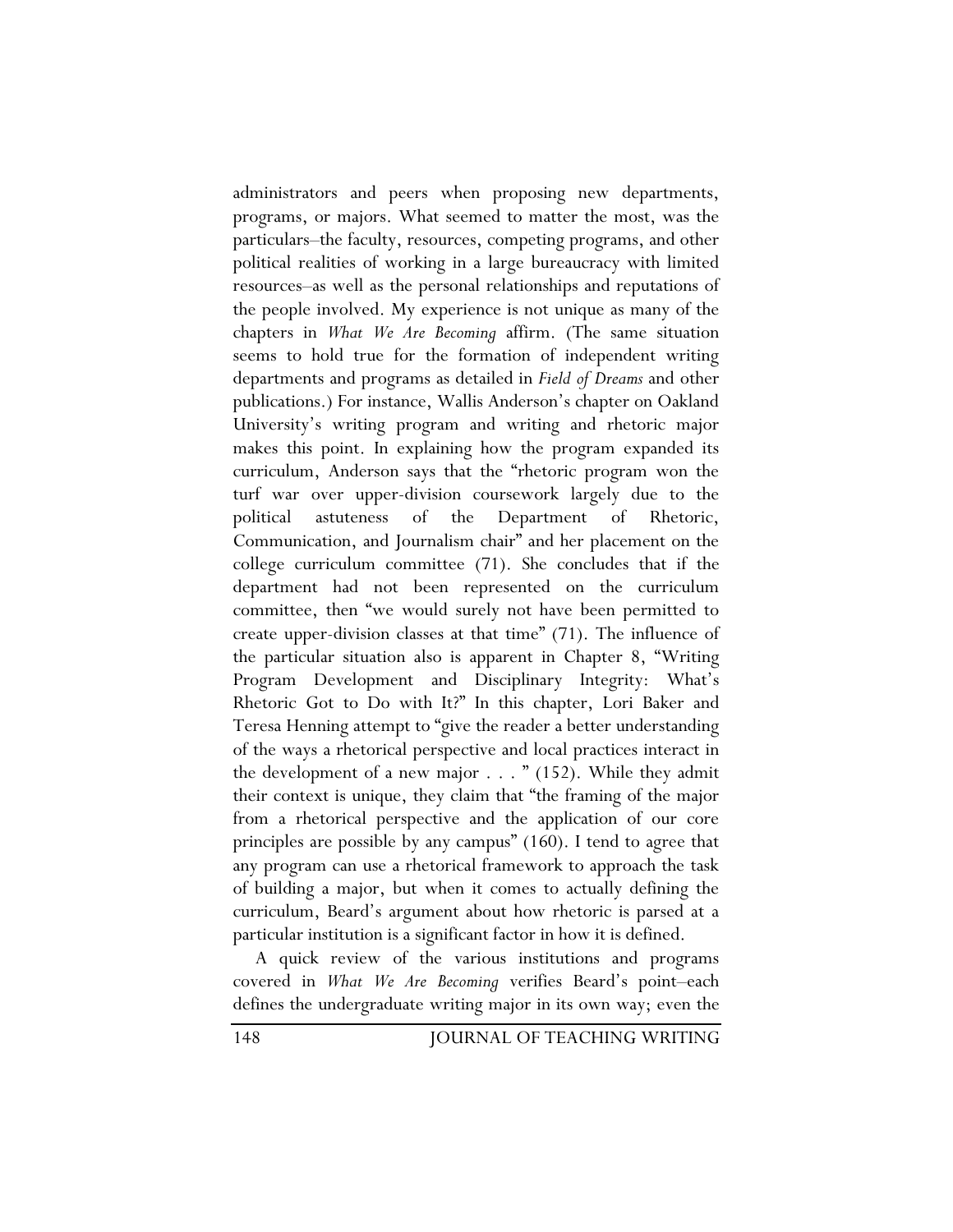administrators and peers when proposing new departments, programs, or majors. What seemed to matter the most, was the particulars–the faculty, resources, competing programs, and other political realities of working in a large bureaucracy with limited resources–as well as the personal relationships and reputations of the people involved. My experience is not unique as many of the chapters in *What We Are Becoming* affirm. (The same situation seems to hold true for the formation of independent writing departments and programs as detailed in *Field of Dreams* and other publications.) For instance, Wallis Anderson's chapter on Oakland University's writing program and writing and rhetoric major makes this point. In explaining how the program expanded its curriculum, Anderson says that the "rhetoric program won the turf war over upper-division coursework largely due to the political astuteness of the Department of Rhetoric, Communication, and Journalism chair" and her placement on the college curriculum committee (71). She concludes that if the department had not been represented on the curriculum committee, then "we would surely not have been permitted to create upper-division classes at that time" (71). The influence of the particular situation also is apparent in Chapter 8, "Writing Program Development and Disciplinary Integrity: What's Rhetoric Got to Do with It?" In this chapter, Lori Baker and Teresa Henning attempt to "give the reader a better understanding of the ways a rhetorical perspective and local practices interact in the development of a new major . . . " (152). While they admit their context is unique, they claim that "the framing of the major from a rhetorical perspective and the application of our core principles are possible by any campus" (160). I tend to agree that any program can use a rhetorical framework to approach the task of building a major, but when it comes to actually defining the curriculum, Beard's argument about how rhetoric is parsed at a particular institution is a significant factor in how it is defined.

A quick review of the various institutions and programs covered in *What We Are Becoming* verifies Beard's point–each defines the undergraduate writing major in its own way; even the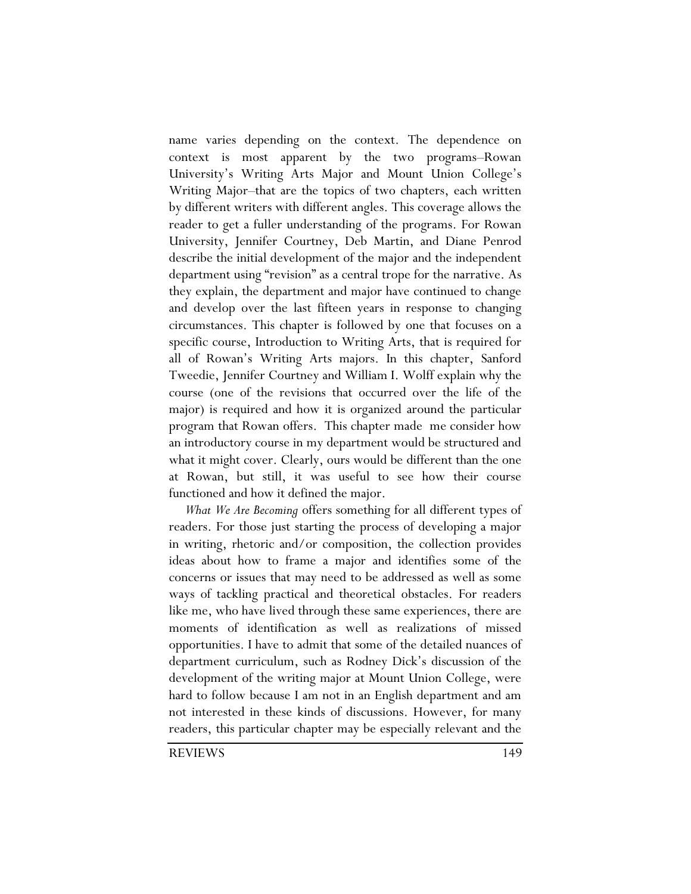name varies depending on the context. The dependence on context is most apparent by the two programs–Rowan University's Writing Arts Major and Mount Union College's Writing Major–that are the topics of two chapters, each written by different writers with different angles. This coverage allows the reader to get a fuller understanding of the programs. For Rowan University, Jennifer Courtney, Deb Martin, and Diane Penrod describe the initial development of the major and the independent department using "revision" as a central trope for the narrative. As they explain, the department and major have continued to change and develop over the last fifteen years in response to changing circumstances. This chapter is followed by one that focuses on a specific course, Introduction to Writing Arts, that is required for all of Rowan's Writing Arts majors. In this chapter, Sanford Tweedie, Jennifer Courtney and William I. Wolff explain why the course (one of the revisions that occurred over the life of the major) is required and how it is organized around the particular program that Rowan offers. This chapter made me consider how an introductory course in my department would be structured and what it might cover. Clearly, ours would be different than the one at Rowan, but still, it was useful to see how their course functioned and how it defined the major.

*What We Are Becoming* offers something for all different types of readers. For those just starting the process of developing a major in writing, rhetoric and/or composition, the collection provides ideas about how to frame a major and identifies some of the concerns or issues that may need to be addressed as well as some ways of tackling practical and theoretical obstacles. For readers like me, who have lived through these same experiences, there are moments of identification as well as realizations of missed opportunities. I have to admit that some of the detailed nuances of department curriculum, such as Rodney Dick's discussion of the development of the writing major at Mount Union College, were hard to follow because I am not in an English department and am not interested in these kinds of discussions. However, for many readers, this particular chapter may be especially relevant and the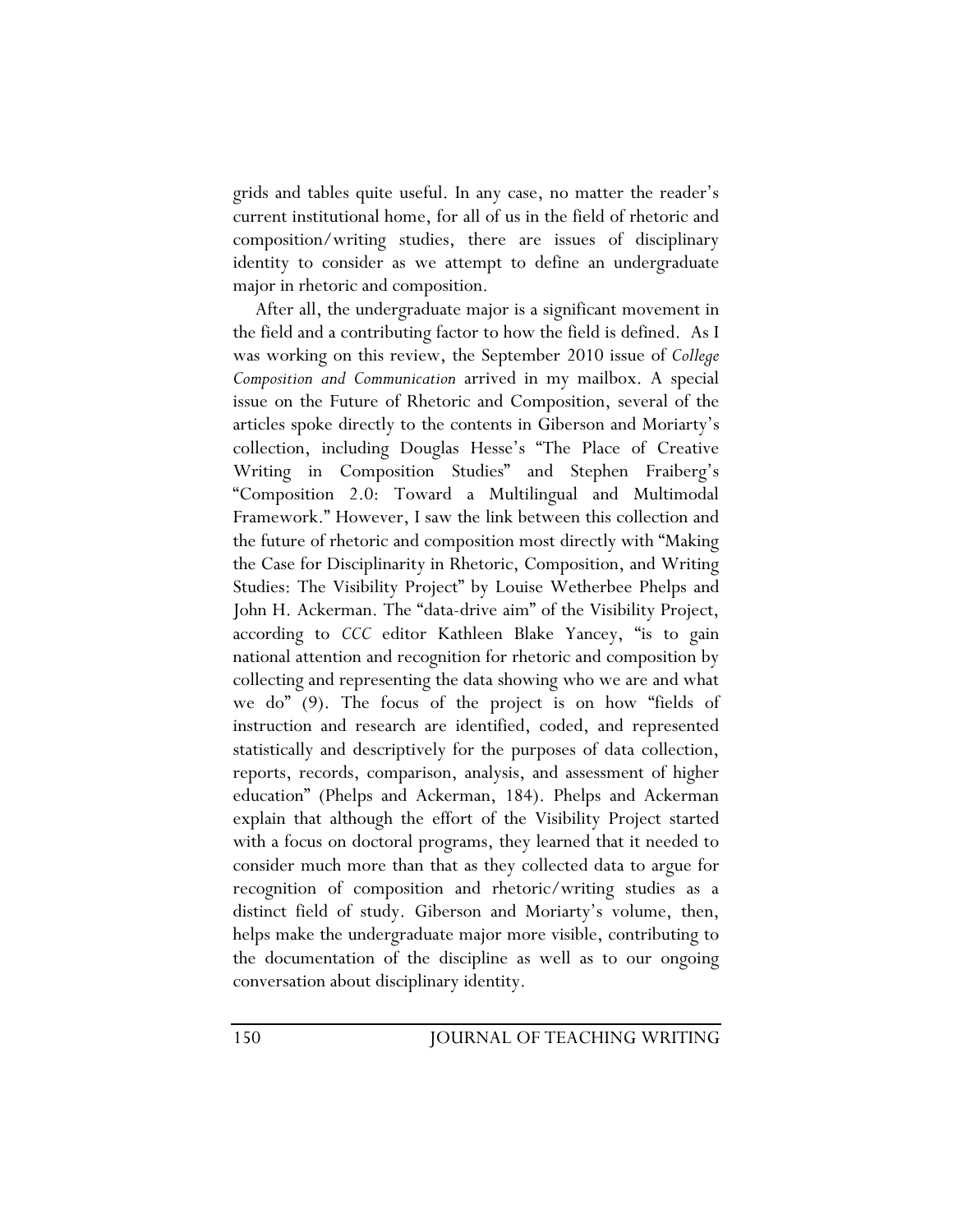grids and tables quite useful. In any case, no matter the reader's current institutional home, for all of us in the field of rhetoric and composition/writing studies, there are issues of disciplinary identity to consider as we attempt to define an undergraduate major in rhetoric and composition.

After all, the undergraduate major is a significant movement in the field and a contributing factor to how the field is defined. As I was working on this review, the September 2010 issue of *College Composition and Communication* arrived in my mailbox. A special issue on the Future of Rhetoric and Composition, several of the articles spoke directly to the contents in Giberson and Moriarty's collection, including Douglas Hesse's "The Place of Creative Writing in Composition Studies" and Stephen Fraiberg's "Composition 2.0: Toward a Multilingual and Multimodal Framework." However, I saw the link between this collection and the future of rhetoric and composition most directly with "Making the Case for Disciplinarity in Rhetoric, Composition, and Writing Studies: The Visibility Project" by Louise Wetherbee Phelps and John H. Ackerman. The "data-drive aim" of the Visibility Project, according to *CCC* editor Kathleen Blake Yancey, "is to gain national attention and recognition for rhetoric and composition by collecting and representing the data showing who we are and what we do" (9). The focus of the project is on how "fields of instruction and research are identified, coded, and represented statistically and descriptively for the purposes of data collection, reports, records, comparison, analysis, and assessment of higher education" (Phelps and Ackerman, 184). Phelps and Ackerman explain that although the effort of the Visibility Project started with a focus on doctoral programs, they learned that it needed to consider much more than that as they collected data to argue for recognition of composition and rhetoric/writing studies as a distinct field of study. Giberson and Moriarty's volume, then, helps make the undergraduate major more visible, contributing to the documentation of the discipline as well as to our ongoing conversation about disciplinary identity.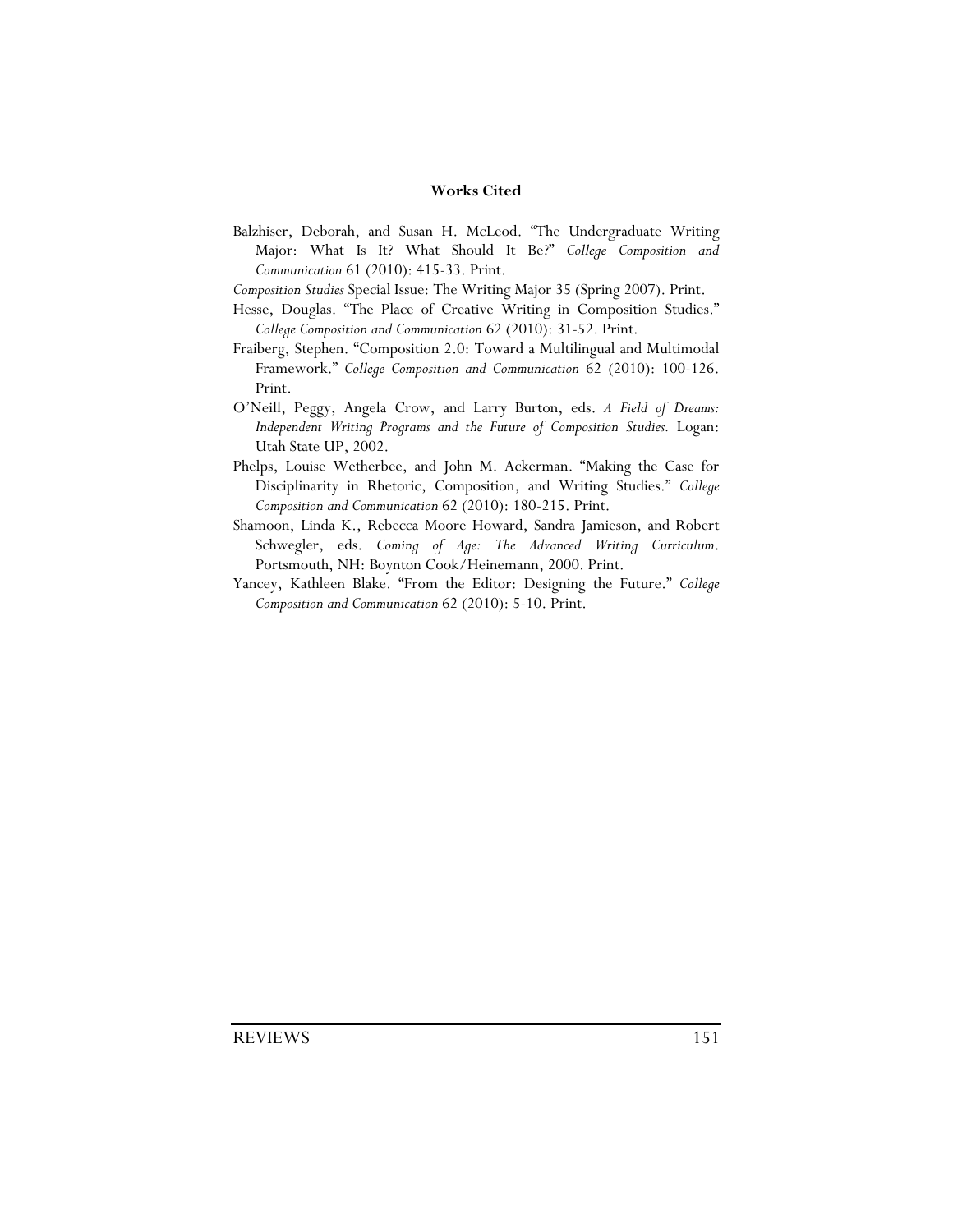**Works Cited**

Balzhiser, Deborah, and Susan H. McLeod. "The Undergraduate Writing Major: What Is It? What Should It Be?" *College Composition and Communication* 61 (2010): 415-33. Print.

*Composition Studies* Special Issue: The Writing Major 35 (Spring 2007). Print.

Hesse, Douglas. "The Place of Creative Writing in Composition Studies." *College Composition and Communication* 62 (2010): 31-52. Print.

Fraiberg, Stephen. "Composition 2.0: Toward a Multilingual and Multimodal Framework." *College Composition and Communication* 62 (2010): 100-126. Print.

O'Neill, Peggy, Angela Crow, and Larry Burton, eds. *A Field of Dreams: Independent Writing Programs and the Future of Composition Studies.* Logan: Utah State UP, 2002.

Phelps, Louise Wetherbee, and John M. Ackerman. "Making the Case for Disciplinarity in Rhetoric, Composition, and Writing Studies." *College Composition and Communication* 62 (2010): 180-215. Print.

Shamoon, Linda K., Rebecca Moore Howard, Sandra Jamieson, and Robert Schwegler, eds. *Coming of Age: The Advanced Writing Curriculum*. Portsmouth, NH: Boynton Cook/Heinemann, 2000. Print.

Yancey, Kathleen Blake. "From the Editor: Designing the Future." *College Composition and Communication* 62 (2010): 5-10. Print.